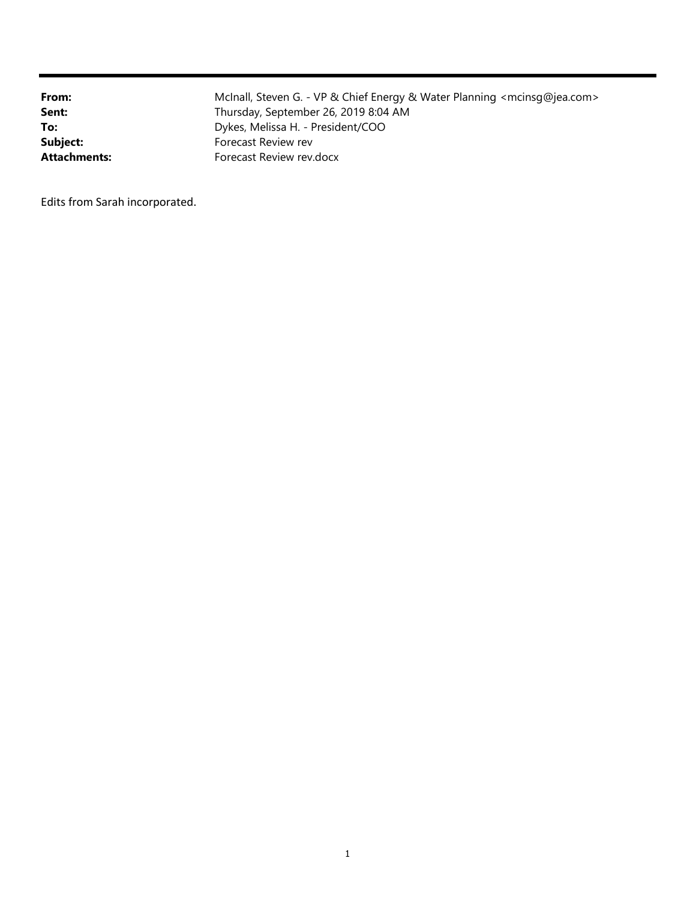| | |
|---|---|
| **From:** | McInall, Steven G. - VP & Chief Energy & Water Planning <mcinsg@jea.com> |
| **Sent:** | Thursday, September 26, 2019 8:04 AM |
| **To:** | Dykes, Melissa H. - President/COO |
| **Subject:** | Forecast Review rev |
| **Attachments:** | Forecast Review rev.docx |

Edits from Sarah incorporated.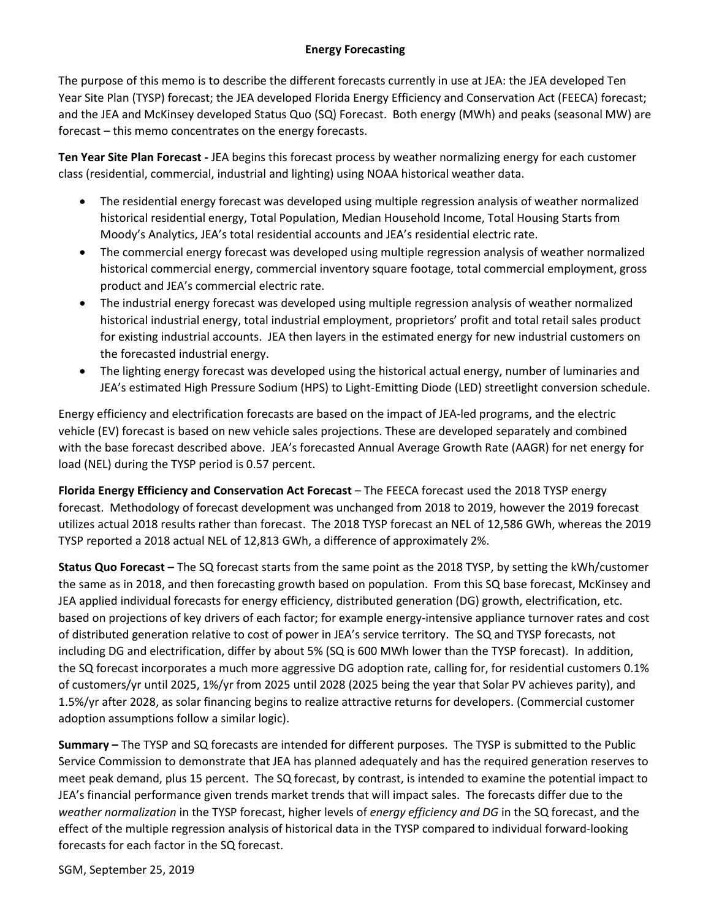# Energy Forecasting

The purpose of this memo is to describe the different forecasts currently in use at JEA: the JEA developed Ten Year Site Plan (TYSP) forecast; the JEA developed Florida Energy Efficiency and Conservation Act (FEECA) forecast; and the JEA and McKinsey developed Status Quo (SQ) Forecast. Both energy (MWh) and peaks (seasonal MW) are forecast – this memo concentrates on the energy forecasts.

**Ten Year Site Plan Forecast -** JEA begins this forecast process by weather normalizing energy for each customer class (residential, commercial, industrial and lighting) using NOAA historical weather data.

- The residential energy forecast was developed using multiple regression analysis of weather normalized historical residential energy, Total Population, Median Household Income, Total Housing Starts from Moody's Analytics, JEA's total residential accounts and JEA's residential electric rate.
- The commercial energy forecast was developed using multiple regression analysis of weather normalized historical commercial energy, commercial inventory square footage, total commercial employment, gross product and JEA's commercial electric rate.
- The industrial energy forecast was developed using multiple regression analysis of weather normalized historical industrial energy, total industrial employment, proprietors' profit and total retail sales product for existing industrial accounts. JEA then layers in the estimated energy for new industrial customers on the forecasted industrial energy.
- The lighting energy forecast was developed using the historical actual energy, number of luminaries and JEA's estimated High Pressure Sodium (HPS) to Light-Emitting Diode (LED) streetlight conversion schedule.

Energy efficiency and electrification forecasts are based on the impact of JEA-led programs, and the electric vehicle (EV) forecast is based on new vehicle sales projections. These are developed separately and combined with the base forecast described above. JEA's forecasted Annual Average Growth Rate (AAGR) for net energy for load (NEL) during the TYSP period is 0.57 percent.

**Florida Energy Efficiency and Conservation Act Forecast** – The FEECA forecast used the 2018 TYSP energy forecast. Methodology of forecast development was unchanged from 2018 to 2019, however the 2019 forecast utilizes actual 2018 results rather than forecast. The 2018 TYSP forecast an NEL of 12,586 GWh, whereas the 2019 TYSP reported a 2018 actual NEL of 12,813 GWh, a difference of approximately 2%.

**Status Quo Forecast –** The SQ forecast starts from the same point as the 2018 TYSP, by setting the kWh/customer the same as in 2018, and then forecasting growth based on population. From this SQ base forecast, McKinsey and JEA applied individual forecasts for energy efficiency, distributed generation (DG) growth, electrification, etc. based on projections of key drivers of each factor; for example energy-intensive appliance turnover rates and cost of distributed generation relative to cost of power in JEA's service territory. The SQ and TYSP forecasts, not including DG and electrification, differ by about 5% (SQ is 600 MWh lower than the TYSP forecast). In addition, the SQ forecast incorporates a much more aggressive DG adoption rate, calling for, for residential customers 0.1% of customers/yr until 2025, 1%/yr from 2025 until 2028 (2025 being the year that Solar PV achieves parity), and 1.5%/yr after 2028, as solar financing begins to realize attractive returns for developers. (Commercial customer adoption assumptions follow a similar logic).

**Summary –** The TYSP and SQ forecasts are intended for different purposes. The TYSP is submitted to the Public Service Commission to demonstrate that JEA has planned adequately and has the required generation reserves to meet peak demand, plus 15 percent. The SQ forecast, by contrast, is intended to examine the potential impact to JEA's financial performance given trends market trends that will impact sales. The forecasts differ due to the *weather normalization* in the TYSP forecast, higher levels of *energy efficiency and DG* in the SQ forecast, and the effect of the multiple regression analysis of historical data in the TYSP compared to individual forward-looking forecasts for each factor in the SQ forecast.

SGM, September 25, 2019